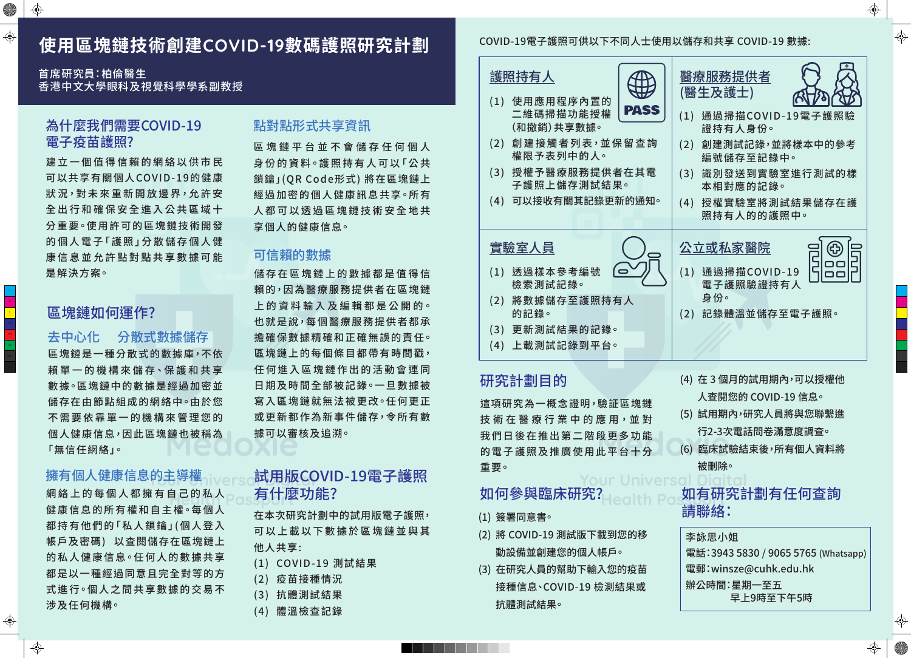# 使用區塊鏈技術創建COVID-19數碼護照研究計劃

首席研究員：柏倫醫生
香港中文大學眼科及視覺科學學系副教授

## 為什麼我們需要COVID-19電子疫苗護照?

建立一個值得信賴的網絡以供市民可以共享有關個人COVID-19的健康狀況，對未來重新開放邊界，允許安全出行和確保安全進入公共區域十分重要。使用許可的區塊鏈技術開發的個人電子「護照」分散儲存個人健康信息並允許點對點共享數據可能是解決方案。

## 區塊鏈如何運作?

### 去中心化　分散式數據儲存

區塊鏈是一種分散式的數據庫，不依賴單一的機構來儲存、保護和共享數據。區塊鏈中的數據是經過加密並儲存在由節點組成的網絡中。由於您不需要依靠單一的機構來管理您的個人健康信息，因此區塊鏈也被稱為「無信任網絡」。

### 擁有個人健康信息的主導權

網絡上的每個人都擁有自己的私人健康信息的所有權和自主權。每個人都持有他們的「私人鎖鑰」(個人登入帳戶及密碼) 以查閱儲存在區塊鏈上的私人健康信息。任何人的數據共享都是以一種經過同意且完全對等的方式進行。個人之間共享數據的交易不涉及任何機構。

## 點對點形式共享資訊

區塊鏈平台並不會儲存任何個人身份的資料。護照持有人可以「公共鎖鑰」(QR Code形式) 將在區塊鏈上經過加密的個人健康訊息共享。所有人都可以透過區塊鏈技術安全地共享個人的健康信息。

## 可信賴的數據

儲存在區塊鏈上的數據都是值得信賴的，因為醫療服務提供者在區塊鏈上的資料輸入及編輯都是公開的。也就是說，每個醫療服務提供者都承擔確保數據精確和正確無誤的責任。區塊鏈上的每個條目都帶有時間戳，任何進入區塊鏈作出的活動會連同日期及時間全部被記錄。一旦數據被寫入區塊鏈就無法被更改。任何更正或更新都作為新事件儲存，令所有數據可以審核及追溯。

## 試用版COVID-19電子護照有什麼功能?

在本次研究計劃中的試用版電子護照，可以上載以下數據於區塊鏈並與其他人共享:

(1) COVID-19 測試結果
(2) 疫苗接種情況
(3) 抗體測試結果
(4) 體溫檢查記錄

COVID-19電子護照可供以下不同人士使用以儲存和共享 COVID-19 數據:

### 護照持有人

(1) 使用應用程序內置的二維碼掃描功能授權(和撤銷)共享數據。
(2) 創建接觸者列表，並保留查詢權限予表列中的人。
(3) 授權予醫療服務提供者在其電子護照上儲存測試結果。
(4) 可以接收有關其記錄更新的通知。

### 醫療服務提供者(醫生及護士)

(1) 通過掃描COVID-19電子護照驗證持有人身份。
(2) 創建測試記錄，並將樣本中的參考編號儲存至記錄中。
(3) 識別發送到實驗室進行測試的樣本相對應的記錄。
(4) 授權實驗室將測試結果儲存在護照持有人的的護照中。

### 實驗室人員

(1) 透過樣本參考編號檢索測試記錄。
(2) 將數據儲存至護照持有人的記錄。
(3) 更新測試結果的記錄。
(4) 上載測試記錄到平台。

### 公立或私家醫院

(1) 通過掃描COVID-19電子護照驗證持有人身份。
(2) 記錄體溫並儲存至電子護照。

## 研究計劃目的

這項研究為一概念證明，驗證區塊鏈技術在醫療行業中的應用，並對我們日後在推出第二階段更多功能的電子護照及推廣使用此平台十分重要。

## 如何參與臨床研究?

(1) 簽署同意書。
(2) 將 COVID-19 測試版下載到您的移動設備並創建您的個人帳戶。
(3) 在研究人員的幫助下輸入您的疫苗接種信息、COVID-19 檢測結果或抗體測試結果。
(4) 在 3 個月的試用期內，可以授權他人查閱您的 COVID-19 信息。
(5) 試用期內，研究人員將與您聯繫進行2-3次電話問卷滿意度調查。
(6) 臨床試驗結束後，所有個人資料將被刪除。

## 如有研究計劃有任何查詢請聯絡:

李詠思小姐
電話：3943 5830 / 9065 5765 (Whatsapp)
電郵：winsze@cuhk.edu.hk
辦公時間：星期一至五
早上9時至下午5時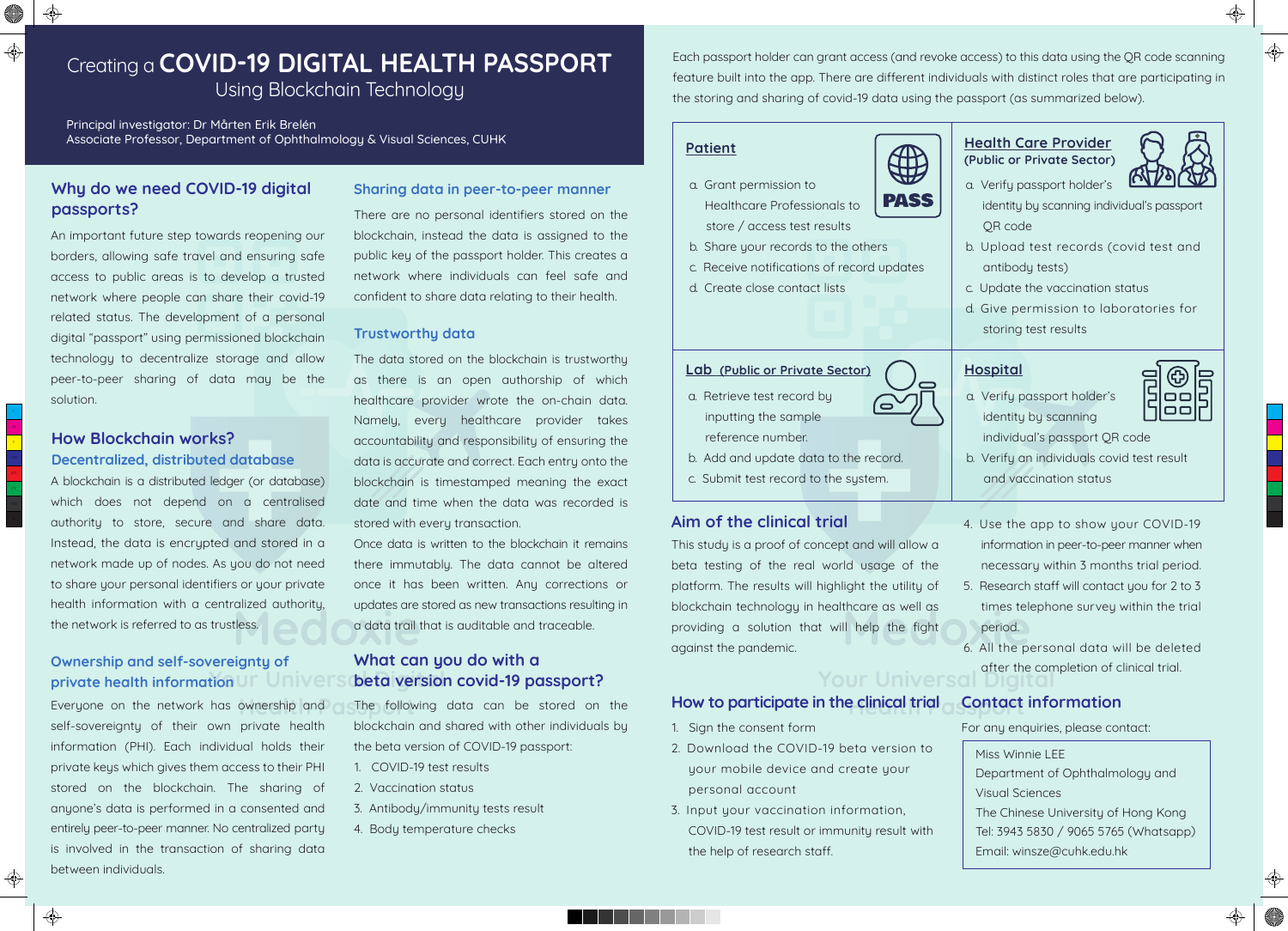# Creating a **COVID-19 DIGITAL HEALTH PASSPORT**

## Using Blockchain Technology

Principal investigator: Dr Mårten Erik Brelén
Associate Professor, Department of Ophthalmology & Visual Sciences, CUHK

## Why do we need COVID-19 digital passports?

An important future step towards reopening our borders, allowing safe travel and ensuring safe access to public areas is to develop a trusted network where people can share their covid-19 related status. The development of a personal digital "passport" using permissioned blockchain technology to decentralize storage and allow peer-to-peer sharing of data may be the solution.

## How Blockchain works?

### Decentralized, distributed database

A blockchain is a distributed ledger (or database) which does not depend on a centralised authority to store, secure and share data. Instead, the data is encrypted and stored in a network made up of nodes. As you do not need to share your personal identifiers or your private health information with a centralized authority, the network is referred to as trustless.

### Ownership and self-sovereignty of private health information

Everyone on the network has ownership and self-sovereignty of their own private health information (PHI). Each individual holds their private keys which gives them access to their PHI stored on the blockchain. The sharing of anyone's data is performed in a consented and entirely peer-to-peer manner. No centralized party is involved in the transaction of sharing data between individuals.

### Sharing data in peer-to-peer manner

There are no personal identifiers stored on the blockchain, instead the data is assigned to the public key of the passport holder. This creates a network where individuals can feel safe and confident to share data relating to their health.

### Trustworthy data

The data stored on the blockchain is trustworthy as there is an open authorship of which healthcare provider wrote the on-chain data. Namely, every healthcare provider takes accountability and responsibility of ensuring the data is accurate and correct. Each entry onto the blockchain is timestamped meaning the exact date and time when the data was recorded is stored with every transaction.

Once data is written to the blockchain it remains there immutably. The data cannot be altered once it has been written. Any corrections or updates are stored as new transactions resulting in a data trail that is auditable and traceable.

## What can you do with a beta version covid-19 passport?

The following data can be stored on the blockchain and shared with other individuals by the beta version of COVID-19 passport:

1. COVID-19 test results
2. Vaccination status
3. Antibody/immunity tests result
4. Body temperature checks

Each passport holder can grant access (and revoke access) to this data using the QR code scanning feature built into the app. There are different individuals with distinct roles that are participating in the storing and sharing of covid-19 data using the passport (as summarized below).

| | |
|---|---|
| **Patient**<br>a. Grant permission to Healthcare Professionals to store / access test results<br>b. Share your records to the others<br>c. Receive notifications of record updates<br>d. Create close contact lists | **Health Care Provider** (Public or Private Sector)<br>a. Verify passport holder's identity by scanning individual's passport QR code<br>b. Upload test records (covid test and antibody tests)<br>c. Update the vaccination status<br>d. Give permission to laboratories for storing test results |
| **Lab** (Public or Private Sector)<br>a. Retrieve test record by inputting the sample reference number.<br>b. Add and update data to the record.<br>c. Submit test record to the system. | **Hospital**<br>a. Verify passport holder's identity by scanning individual's passport QR code<br>b. Verify an individuals covid test result and vaccination status |

## Aim of the clinical trial

This study is a proof of concept and will allow a beta testing of the real world usage of the platform. The results will highlight the utility of blockchain technology in healthcare as well as providing a solution that will help the fight against the pandemic.

## How to participate in the clinical trial

1. Sign the consent form
2. Download the COVID-19 beta version to your mobile device and create your personal account
3. Input your vaccination information, COVID-19 test result or immunity result with the help of research staff.
4. Use the app to show your COVID-19 information in peer-to-peer manner when necessary within 3 months trial period.
5. Research staff will contact you for 2 to 3 times telephone survey within the trial period.
6. All the personal data will be deleted after the completion of clinical trial.

## Contact information

For any enquiries, please contact:

Miss Winnie LEE
Department of Ophthalmology and Visual Sciences
The Chinese University of Hong Kong
Tel: 3943 5830 / 9065 5765 (Whatsapp)
Email: winsze@cuhk.edu.hk